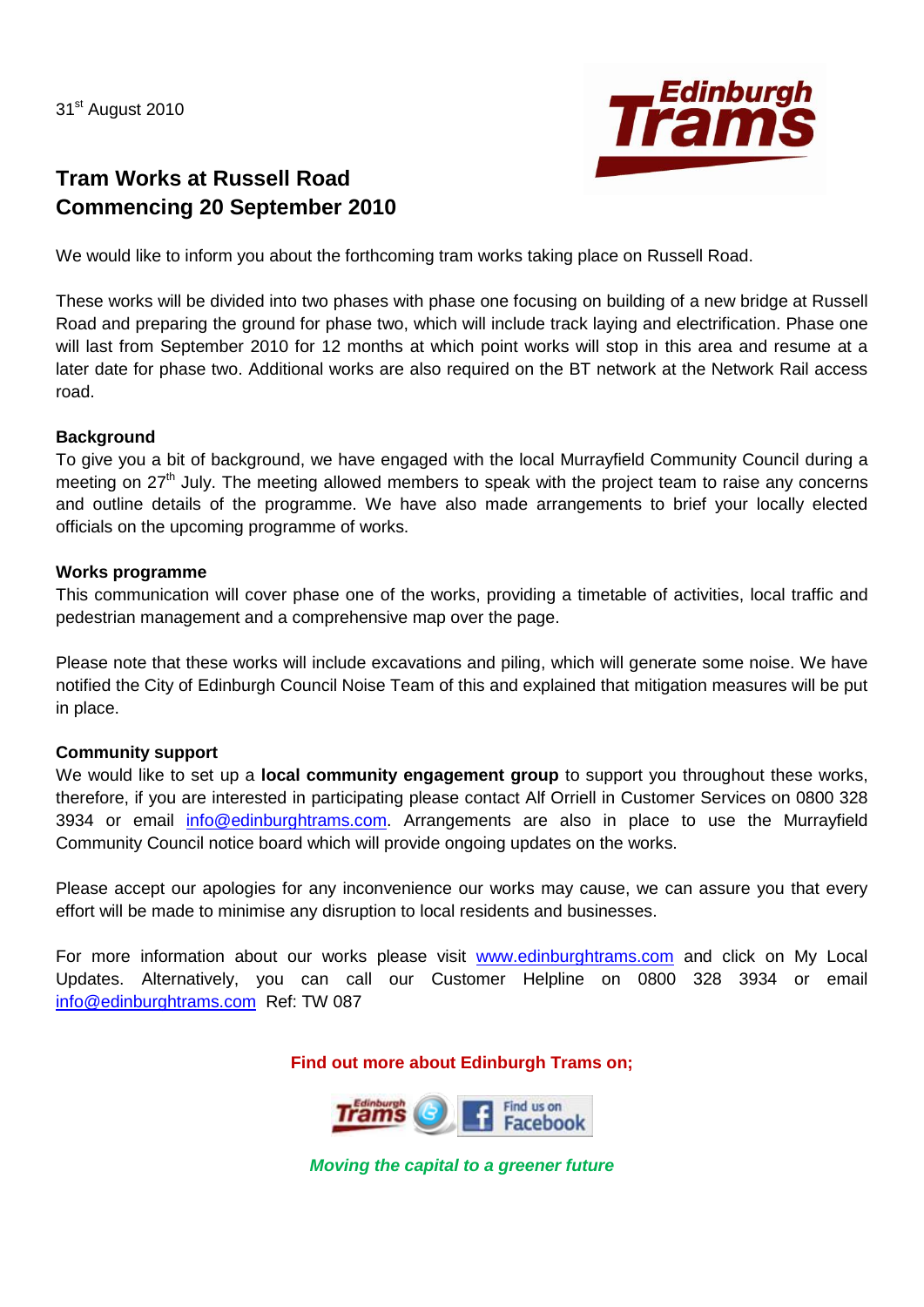31st August 2010

## Tram Works at Russell Road Commencing 20 September 2010

We would like to inform you about the forthcoming tram works taking place on Russell Road.

These works will be divided into two phases with phase one focusing on building of a new bridge at Russell Road and preparing the ground for phase two, which will include track laying and electrification. Phase one will last from September 2010 for 12 months at which point works will stop in this area and resume at a later date for phase two. Additional works are also required on the BT network at the Network Rail access road.

**Background**

To give you a bit of background, we have engaged with the local Murrayfield Community Council during a meeting on 27th July. The meeting allowed members to speak with the project team to raise any concerns and outline details of the programme. We have also made arrangements to brief your locally elected officials on the upcoming programme of works.

**Works programme**

This communication will cover phase one of the works, providing a timetable of activities, local traffic and pedestrian management and a comprehensive map over the page.

Please note that these works will include excavations and piling, which will generate some noise. We have notified the City of Edinburgh Council Noise Team of this and explained that mitigation measures will be put in place.

**Community support**

We would like to set up a **local community engagement group** to support you throughout these works, therefore, if you are interested in participating please contact Alf Orriell in Customer Services on 0800 328 3934 or email info@edinburghtrams.com. Arrangements are also in place to use the Murrayfield Community Council notice board which will provide ongoing updates on the works.

Please accept our apologies for any inconvenience our works may cause, we can assure you that every effort will be made to minimise any disruption to local residents and businesses.

For more information about our works please visit www.edinburghtrams.com and click on My Local Updates. Alternatively, you can call our Customer Helpline on 0800 328 3934 or email info@edinburghtrams.com Ref: TW 087

**Find out more about Edinburgh Trams on;**

*Moving the capital to a greener future*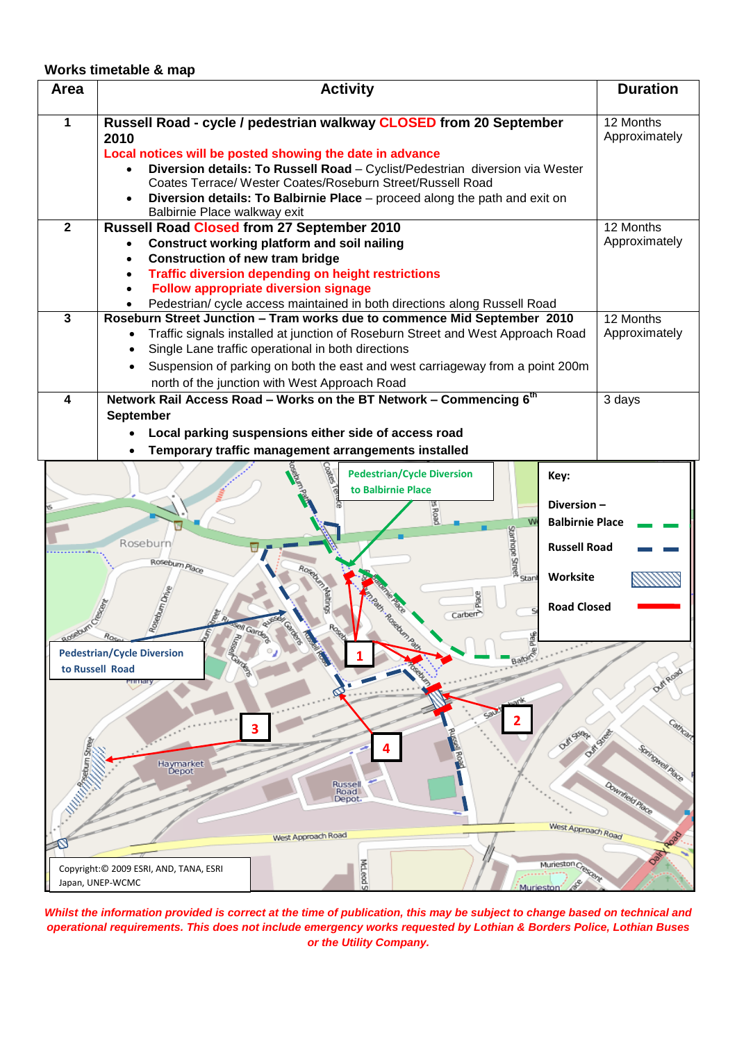**Works timetable & map**

| Area | Activity | Duration |
|---|---|---|
| 1 | **Russell Road - cycle / pedestrian walkway CLOSED from 20 September 2010**<br>**Local notices will be posted showing the date in advance**<br>• **Diversion details: To Russell Road** – Cyclist/Pedestrian diversion via Wester Coates Terrace/ Wester Coates/Roseburn Street/Russell Road<br>• **Diversion details: To Balbirnie Place** – proceed along the path and exit on Balbirnie Place walkway exit | 12 Months Approximately |
| 2 | **Russell Road Closed from 27 September 2010**<br>• **Construct working platform and soil nailing**<br>• **Construction of new tram bridge**<br>• **Traffic diversion depending on height restrictions**<br>• **Follow appropriate diversion signage**<br>• Pedestrian/ cycle access maintained in both directions along Russell Road | 12 Months Approximately |
| 3 | **Roseburn Street Junction – Tram works due to commence Mid September 2010**<br>• Traffic signals installed at junction of Roseburn Street and West Approach Road<br>• Single Lane traffic operational in both directions<br>• Suspension of parking on both the east and west carriageway from a point 200m north of the junction with West Approach Road | 12 Months Approximately |
| 4 | **Network Rail Access Road – Works on the BT Network – Commencing 6th September**<br>• **Local parking suspensions either side of access road**<br>• **Temporary traffic management arrangements installed** | 3 days |

Pedestrian/Cycle Diversion to Balbirnie Place

Key:

Diversion – Balbirnie Place

Russell Road

Worksite

Road Closed

Pedestrian/Cycle Diversion to Russell Road

1

2

3

4

Copyright:© 2009 ESRI, AND, TANA, ESRI Japan, UNEP-WCMC

*Whilst the information provided is correct at the time of publication, this may be subject to change based on technical and operational requirements. This does not include emergency works requested by Lothian & Borders Police, Lothian Buses or the Utility Company.*